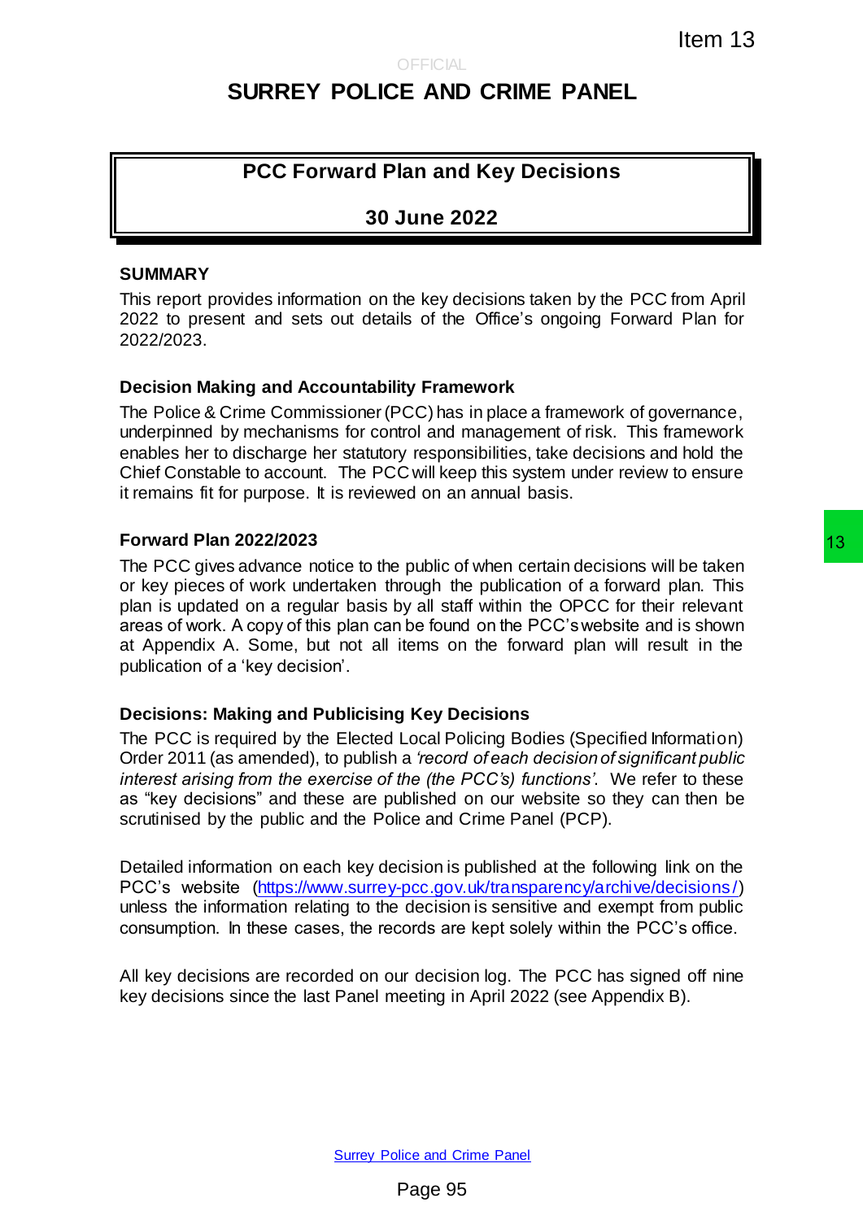Item 13

OFFICIAL

# SURREY POLICE AND CRIME PANEL

## PCC Forward Plan and Key Decisions

## 30 June 2022

### SUMMARY

This report provides information on the key decisions taken by the PCC from April 2022 to present and sets out details of the Office's ongoing Forward Plan for 2022/2023.

### Decision Making and Accountability Framework

The Police & Crime Commissioner (PCC) has in place a framework of governance, underpinned by mechanisms for control and management of risk. This framework enables her to discharge her statutory responsibilities, take decisions and hold the Chief Constable to account. The PCC will keep this system under review to ensure it remains fit for purpose. It is reviewed on an annual basis.

### Forward Plan 2022/2023

The PCC gives advance notice to the public of when certain decisions will be taken or key pieces of work undertaken through the publication of a forward plan. This plan is updated on a regular basis by all staff within the OPCC for their relevant areas of work. A copy of this plan can be found on the PCC's website and is shown at Appendix A. Some, but not all items on the forward plan will result in the publication of a 'key decision'.

### Decisions: Making and Publicising Key Decisions

The PCC is required by the Elected Local Policing Bodies (Specified Information) Order 2011 (as amended), to publish a *'record of each decision of significant public interest arising from the exercise of the (the PCC's) functions'*. We refer to these as "key decisions" and these are published on our website so they can then be scrutinised by the public and the Police and Crime Panel (PCP).

Detailed information on each key decision is published at the following link on the PCC's website (https://www.surrey-pcc.gov.uk/transparency/archive/decisions/) unless the information relating to the decision is sensitive and exempt from public consumption. In these cases, the records are kept solely within the PCC's office.

All key decisions are recorded on our decision log. The PCC has signed off nine key decisions since the last Panel meeting in April 2022 (see Appendix B).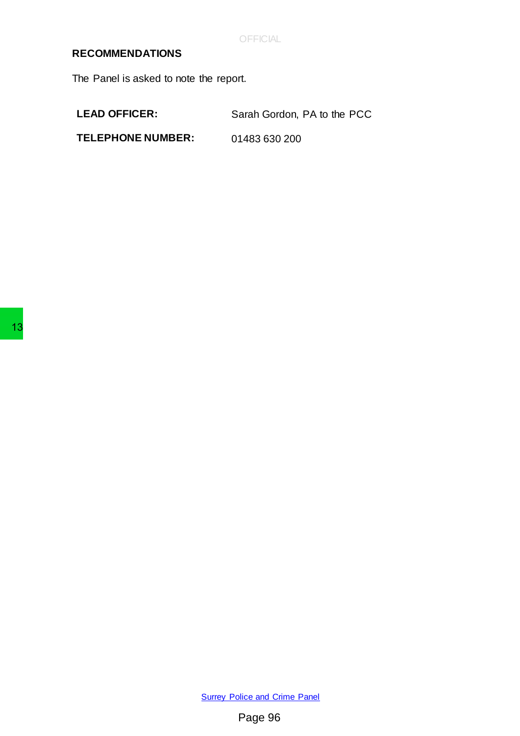## RECOMMENDATIONS

The Panel is asked to note the report.

| | |
|---|---|
| **LEAD OFFICER:** | Sarah Gordon, PA to the PCC |
| **TELEPHONE NUMBER:** | 01483 630 200 |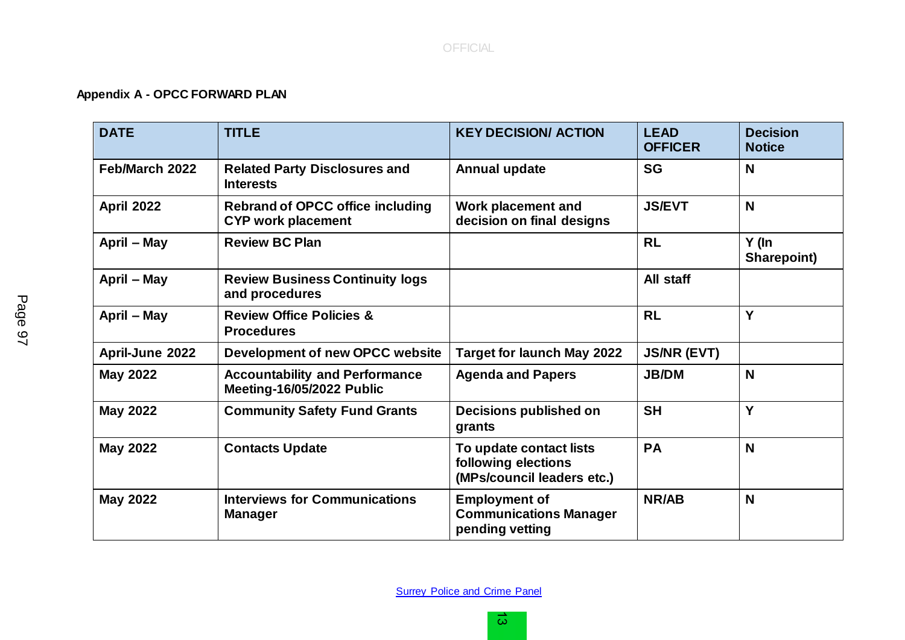**Appendix A - OPCC FORWARD PLAN**

| DATE | TITLE | KEY DECISION/ ACTION | LEAD OFFICER | Decision Notice |
|---|---|---|---|---|
| Feb/March 2022 | Related Party Disclosures and Interests | Annual update | SG | N |
| April 2022 | Rebrand of OPCC office including CYP work placement | Work placement and decision on final designs | JS/EVT | N |
| April – May | Review BC Plan | | RL | Y (In Sharepoint) |
| April – May | Review Business Continuity logs and procedures | | All staff | |
| April – May | Review Office Policies & Procedures | | RL | Y |
| April-June 2022 | Development of new OPCC website | Target for launch May 2022 | JS/NR (EVT) | |
| May 2022 | Accountability and Performance Meeting-16/05/2022 Public | Agenda and Papers | JB/DM | N |
| May 2022 | Community Safety Fund Grants | Decisions published on grants | SH | Y |
| May 2022 | Contacts Update | To update contact lists following elections (MPs/council leaders etc.) | PA | N |
| May 2022 | Interviews for Communications Manager | Employment of Communications Manager pending vetting | NR/AB | N |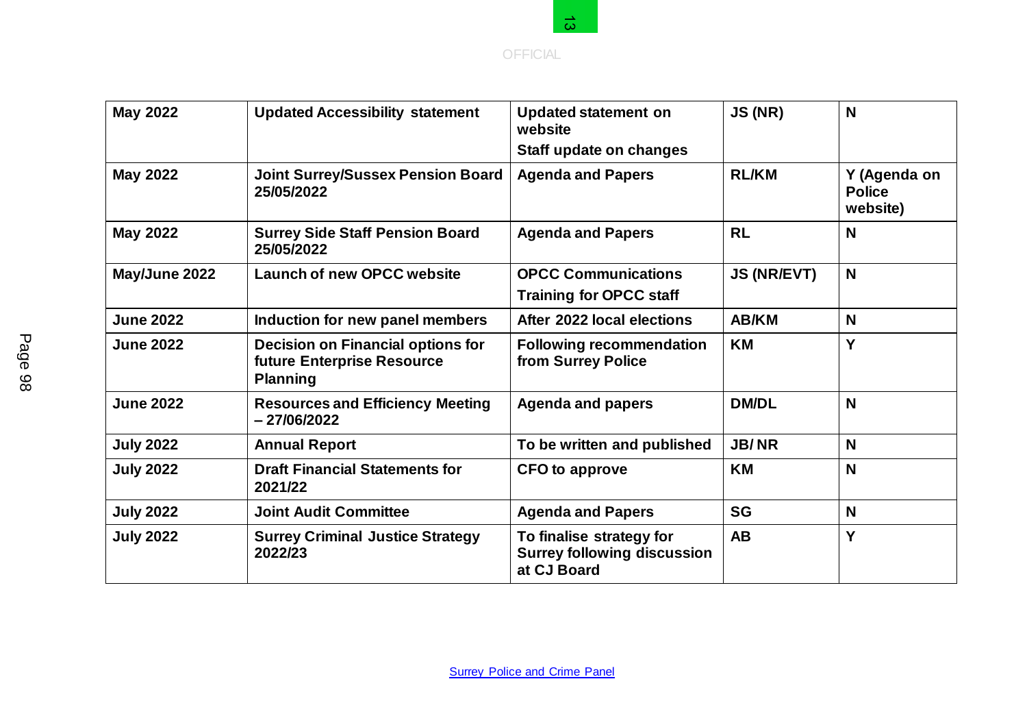| May 2022 | Updated Accessibility statement | Updated statement on website<br>Staff update on changes | JS (NR) | N |
|---|---|---|---|---|
| May 2022 | Joint Surrey/Sussex Pension Board 25/05/2022 | Agenda and Papers | RL/KM | Y (Agenda on Police website) |
| May 2022 | Surrey Side Staff Pension Board 25/05/2022 | Agenda and Papers | RL | N |
| May/June 2022 | Launch of new OPCC website | OPCC Communications<br>Training for OPCC staff | JS (NR/EVT) | N |
| June 2022 | Induction for new panel members | After 2022 local elections | AB/KM | N |
| June 2022 | Decision on Financial options for future Enterprise Resource Planning | Following recommendation from Surrey Police | KM | Y |
| June 2022 | Resources and Efficiency Meeting – 27/06/2022 | Agenda and papers | DM/DL | N |
| July 2022 | Annual Report | To be written and published | JB/ NR | N |
| July 2022 | Draft Financial Statements for 2021/22 | CFO to approve | KM | N |
| July 2022 | Joint Audit Committee | Agenda and Papers | SG | N |
| July 2022 | Surrey Criminal Justice Strategy 2022/23 | To finalise strategy for Surrey following discussion at CJ Board | AB | Y |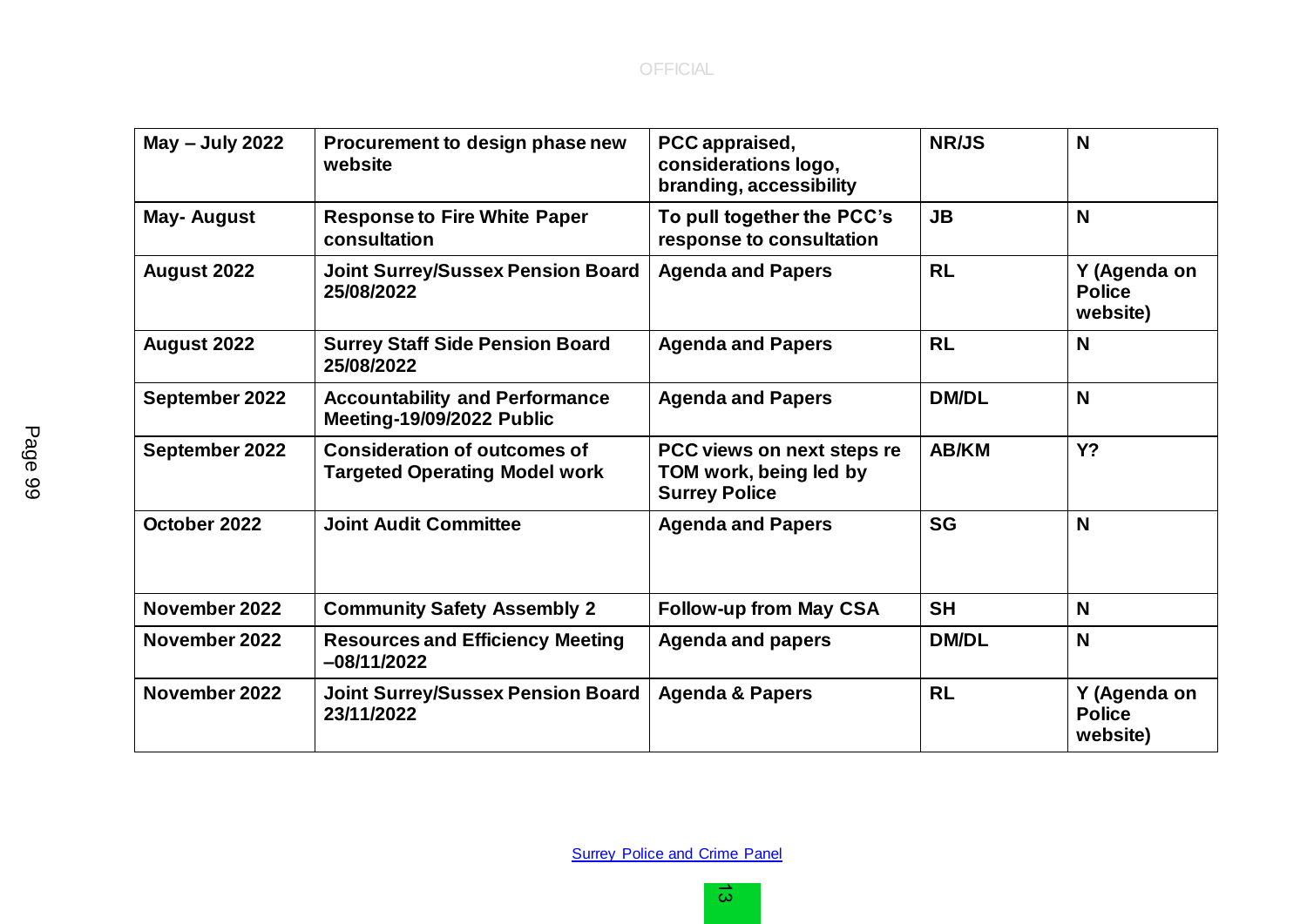| | | | | |
|---|---|---|---|---|
| **May – July 2022** | **Procurement to design phase new website** | **PCC appraised, considerations logo, branding, accessibility** | **NR/JS** | **N** |
| **May- August** | **Response to Fire White Paper consultation** | **To pull together the PCC's response to consultation** | **JB** | **N** |
| **August 2022** | **Joint Surrey/Sussex Pension Board 25/08/2022** | **Agenda and Papers** | **RL** | **Y (Agenda on Police website)** |
| **August 2022** | **Surrey Staff Side Pension Board 25/08/2022** | **Agenda and Papers** | **RL** | **N** |
| **September 2022** | **Accountability and Performance Meeting-19/09/2022 Public** | **Agenda and Papers** | **DM/DL** | **N** |
| **September 2022** | **Consideration of outcomes of Targeted Operating Model work** | **PCC views on next steps re TOM work, being led by Surrey Police** | **AB/KM** | **Y?** |
| **October 2022** | **Joint Audit Committee** | **Agenda and Papers** | **SG** | **N** |
| **November 2022** | **Community Safety Assembly 2** | **Follow-up from May CSA** | **SH** | **N** |
| **November 2022** | **Resources and Efficiency Meeting –08/11/2022** | **Agenda and papers** | **DM/DL** | **N** |
| **November 2022** | **Joint Surrey/Sussex Pension Board 23/11/2022** | **Agenda & Papers** | **RL** | **Y (Agenda on Police website)** |

Surrey Police and Crime Panel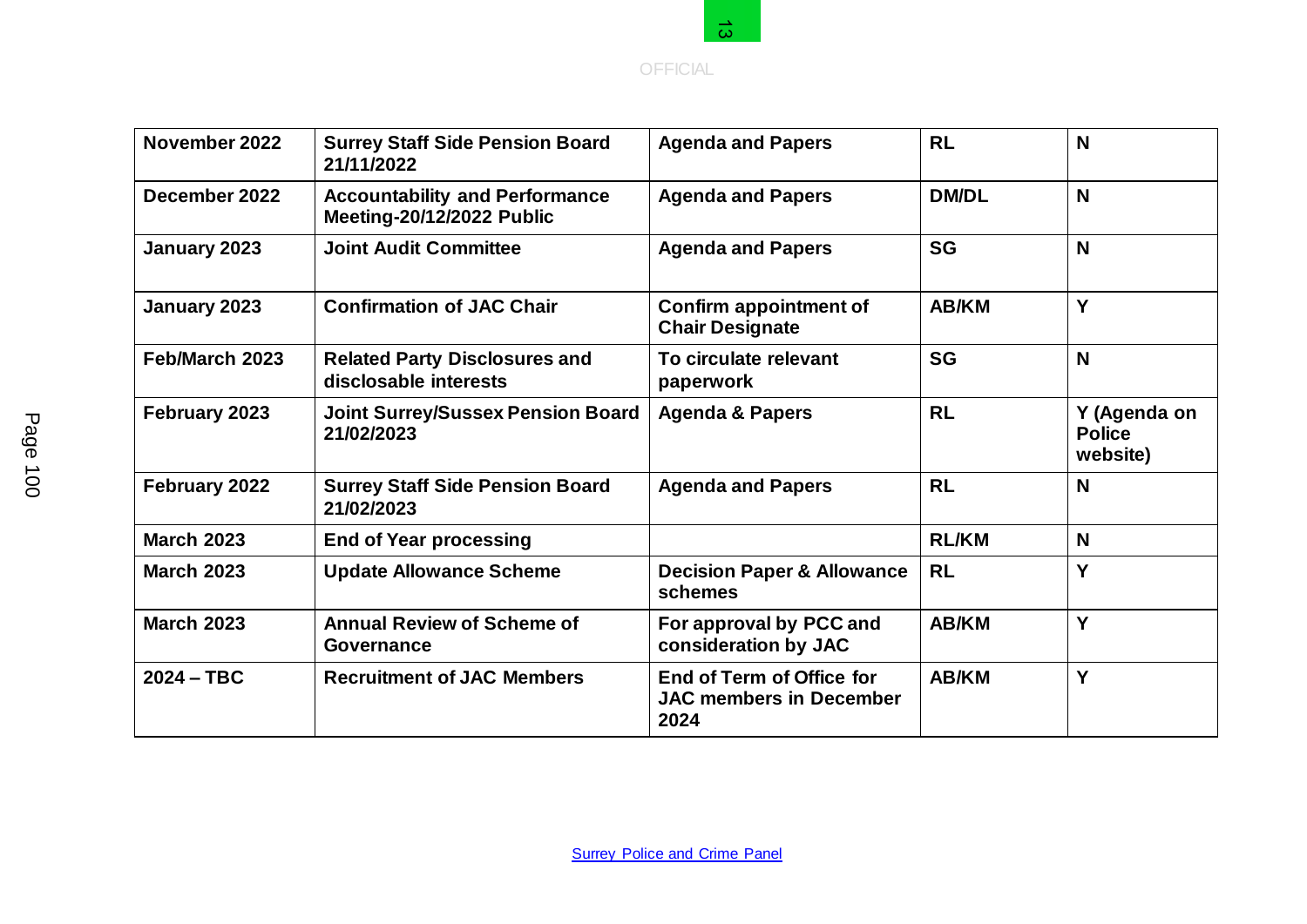| November 2022 | Surrey Staff Side Pension Board 21/11/2022 | Agenda and Papers | RL | N |
|---|---|---|---|---|
| December 2022 | Accountability and Performance Meeting-20/12/2022 Public | Agenda and Papers | DM/DL | N |
| January 2023 | Joint Audit Committee | Agenda and Papers | SG | N |
| January 2023 | Confirmation of JAC Chair | Confirm appointment of Chair Designate | AB/KM | Y |
| Feb/March 2023 | Related Party Disclosures and disclosable interests | To circulate relevant paperwork | SG | N |
| February 2023 | Joint Surrey/Sussex Pension Board 21/02/2023 | Agenda & Papers | RL | Y (Agenda on Police website) |
| February 2022 | Surrey Staff Side Pension Board 21/02/2023 | Agenda and Papers | RL | N |
| March 2023 | End of Year processing | | RL/KM | N |
| March 2023 | Update Allowance Scheme | Decision Paper & Allowance schemes | RL | Y |
| March 2023 | Annual Review of Scheme of Governance | For approval by PCC and consideration by JAC | AB/KM | Y |
| 2024 – TBC | Recruitment of JAC Members | End of Term of Office for JAC members in December 2024 | AB/KM | Y |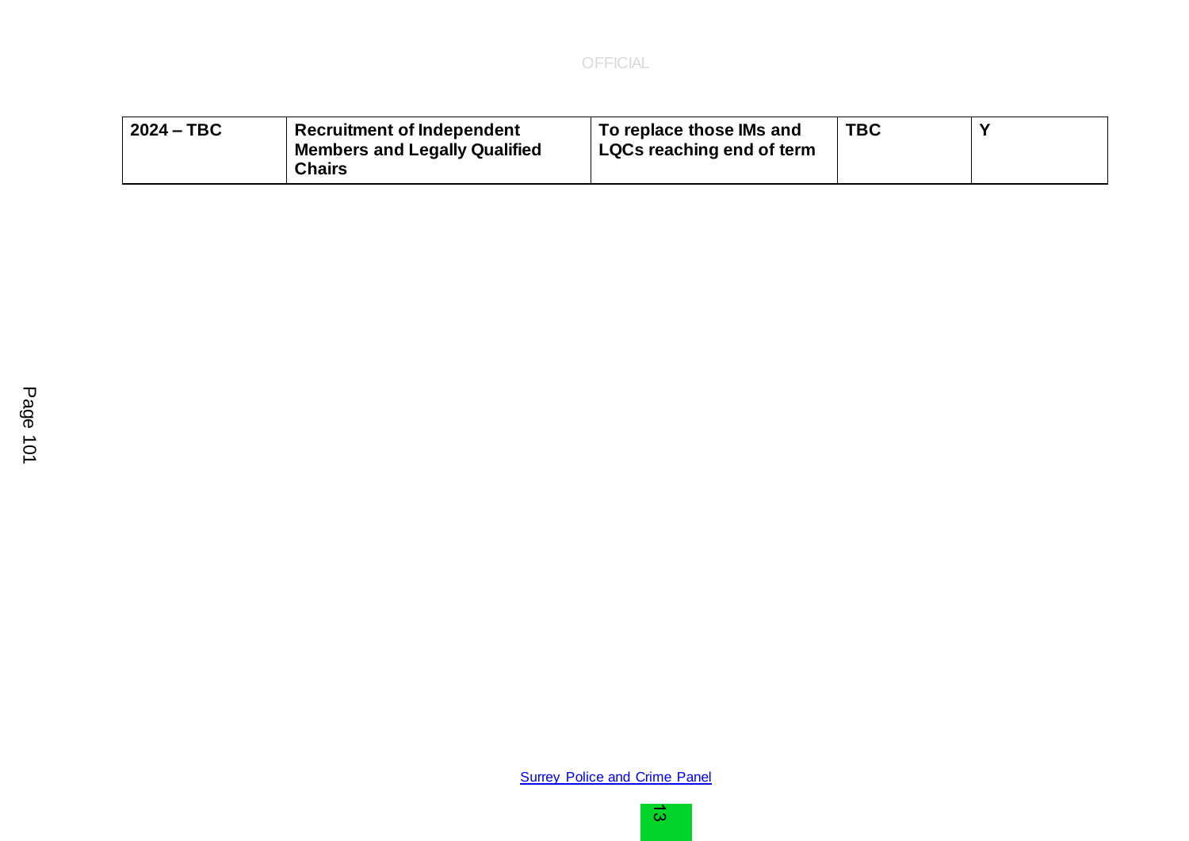| | | | | |
|---|---|---|---|---|
| **2024 – TBC** | **Recruitment of Independent Members and Legally Qualified Chairs** | **To replace those IMs and LQCs reaching end of term** | **TBC** | **Y** |

Surrey Police and Crime Panel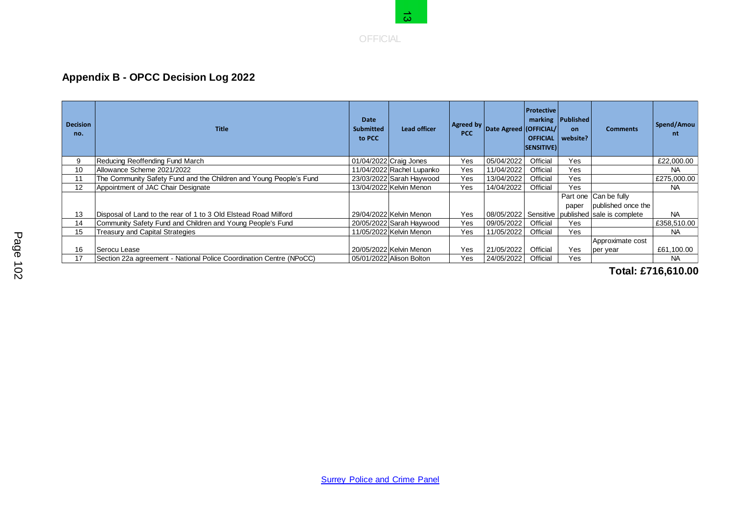OFFICIAL

## Appendix B - OPCC Decision Log 2022

| Decision no. | Title | Date Submitted to PCC | Lead officer | Agreed by PCC | Date Agreed | Protective marking (OFFICIAL/ OFFICIAL SENSITIVE) | Published on website? | Comments | Spend/Amount |
|---|---|---|---|---|---|---|---|---|---|
| 9 | Reducing Reoffending Fund March | 01/04/2022 | Craig Jones | Yes | 05/04/2022 | Official | Yes | | £22,000.00 |
| 10 | Allowance Scheme 2021/2022 | 11/04/2022 | Rachel Lupanko | Yes | 11/04/2022 | Official | Yes | | NA |
| 11 | The Community Safety Fund and the Children and Young People's Fund | 23/03/2022 | Sarah Haywood | Yes | 13/04/2022 | Official | Yes | | £275,000.00 |
| 12 | Appointment of JAC Chair Designate | 13/04/2022 | Kelvin Menon | Yes | 14/04/2022 | Official | Yes | | NA |
| 13 | Disposal of Land to the rear of 1 to 3 Old Elstead Road Milford | 29/04/2022 | Kelvin Menon | Yes | 08/05/2022 | Sensitive | Part one paper published | Can be fully published once the sale is complete | NA |
| 14 | Community Safety Fund and Children and Young People's Fund | 20/05/2022 | Sarah Haywood | Yes | 09/05/2022 | Official | Yes | | £358,510.00 |
| 15 | Treasury and Capital Strategies | 11/05/2022 | Kelvin Menon | Yes | 11/05/2022 | Official | Yes | | NA |
| 16 | Serocu Lease | 20/05/2022 | Kelvin Menon | Yes | 21/05/2022 | Official | Yes | Approximate cost per year | £61,100.00 |
| 17 | Section 22a agreement - National Police Coordination Centre (NPoCC) | 05/01/2022 | Alison Bolton | Yes | 24/05/2022 | Official | Yes | | NA |

**Total: £716,610.00**

Surrey Police and Crime Panel